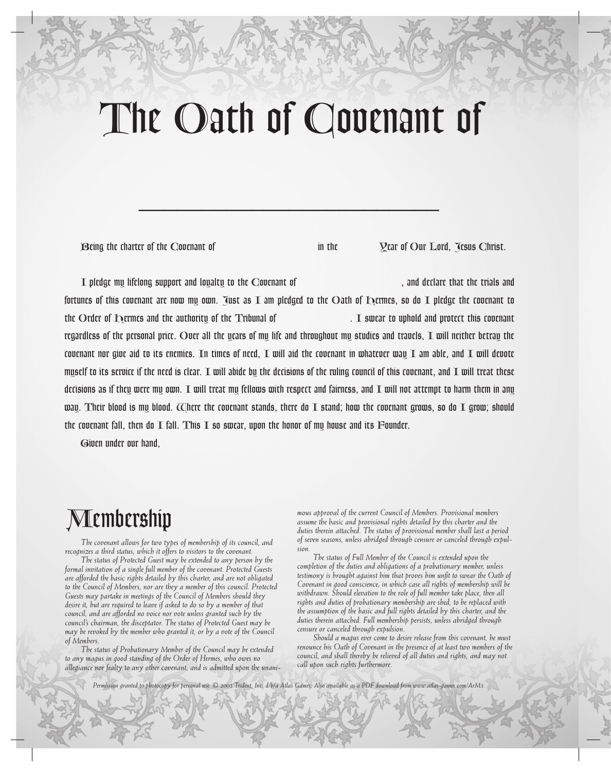# The Oath of Covenant of

\_\_\_\_\_\_\_\_\_\_\_\_\_\_\_\_\_\_\_\_\_\_\_\_\_\_\_\_\_\_\_\_

Being the charter of the Covenant of                                   in the             Year of Our Lord, Jesus Christ.

I pledge my lifelong support and loyalty to the Covenant of                                   , and declare that the trials and fortunes of this covenant are now my own. Just as I am pledged to the Oath of Hermes, so do I pledge the covenant to the Order of Hermes and the authority of the Tribunal of                    . I swear to uphold and protect this covenant regardless of the personal price. Over all the years of my life and throughout my studies and travels, I will neither betray the covenant nor give aid to its enemies. In times of need, I will aid the covenant in whatever way I am able, and I will devote myself to its service if the need is clear. I will abide by the decisions of the ruling council of this covenant, and I will treat these decisions as if they were my own. I will treat my fellows with respect and fairness, and I will not attempt to harm them in any way. Their blood is my blood. Where the covenant stands, there do I stand; how the covenant grows, so do I grow; should the covenant fall, then do I fall. This I so swear, upon the honor of my house and its Founder.

Given under our hand,

# Membership

*The covenant allows for two types of membership of its council, and recognizes a third status, which it offers to visitors to the covenant.*

*The status of Protected Guest may be extended to any person by the formal invitation of a single full member of the covenant. Protected Guests are afforded the basic rights detailed by this charter, and are not obligated to the Council of Members, nor are they a member of this council. Protected Guests may partake in meetings of the Council of Members should they desire it, but are required to leave if asked to do so by a member of that council, and are afforded no voice nor vote unless granted such by the council's chairman, the disceptator. The status of Protected Guest may be may be revoked by the member who granted it, or by a vote of the Council of Members.*

*The status of Probationary Member of the Council may be extended to any magus in good standing of the Order of Hermes, who owes no allegiance nor fealty to any other covenant, and is admitted upon the unanimous approval of the current Council of Members. Provisional members assume the basic and provisional rights detailed by this charter and the duties therein attached. The status of provisional member shall last a period of seven seasons, unless abridged through censure or canceled through expulsion.*

*The status of Full Member of the Council is extended upon the completion of the duties and obligations of a probationary member, unless testimony is brought against him that proves him unfit to swear the Oath of Covenant in good conscience, in which case all rights of membership will be withdrawn. Should elevation to the role of full member take place, then all rights and duties of probationary membership are shed, to be replaced with the assumption of the basic and full rights detailed by this charter, and the duties therein attached. Full membership persists, unless abridged through censure or canceled through expulsion.*

*Should a magus ever come to desire release from this covenant, he must renounce his Oath of Covenant in the presence of at least two members of the council, and shall thereby be relieved of all duties and rights, and may not call upon such rights furthermore.*

*Permission granted to photocopy for personal use. © 2005 Trident, Inc. d/b/a Atlas Games. Also available as a PDF download from www.atlas-games.com/ArM5.*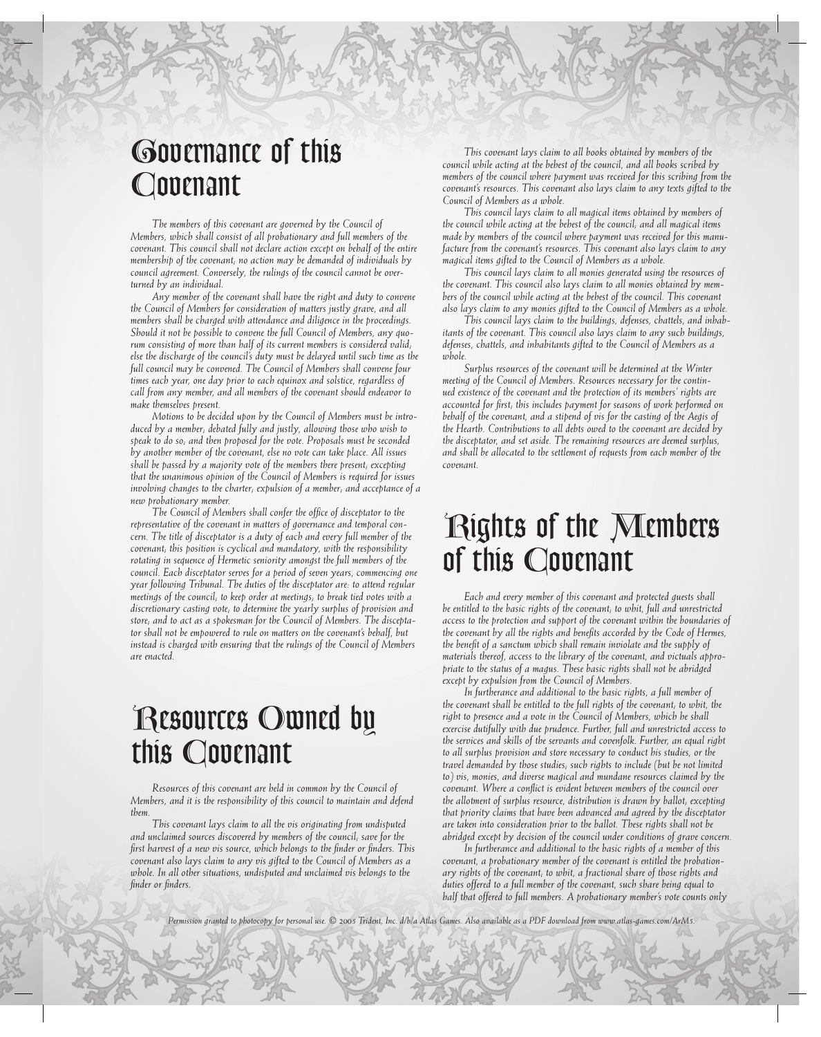## Governance of this Covenant

*The members of this covenant are governed by the Council of Members, which shall consist of all probationary and full members of the covenant. This council shall not declare action except on behalf of the entire membership of the covenant; no action may be demanded of individuals by council agreement. Conversely, the rulings of the council cannot be overturned by an individual.*

*Any member of the covenant shall have the right and duty to convene the Council of Members for consideration of matters justly grave, and all members shall be charged with attendance and diligence in the proceedings. Should it not be possible to convene the full Council of Members, any quorum consisting of more than half of its current members is considered valid; else the discharge of the council's duty must be delayed until such time as the full council may be convened. The Council of Members shall convene four times each year, one day prior to each equinox and solstice, regardless of call from any member, and all members of the covenant should endeavor to make themselves present.*

*Motions to be decided upon by the Council of Members must be introduced by a member; debated fully and justly, allowing those who wish to speak to do so; and then proposed for the vote. Proposals must be seconded by another member of the covenant, else no vote can take place. All issues shall be passed by a majority vote of the members there present; excepting that the unanimous opinion of the Council of Members is required for issues involving changes to the charter; expulsion of a member; and acceptance of a new probationary member.*

*The Council of Members shall confer the office of disceptator to the representative of the covenant in matters of governance and temporal concern. The title of disceptator is a duty of each and every full member of the covenant; this position is cyclical and mandatory, with the responsibility rotating in sequence of Hermetic seniority amongst the full members of the council. Each disceptator serves for a period of seven years, commencing one year following Tribunal. The duties of the disceptator are: to attend regular meetings of the council; to keep order at meetings; to break tied votes with a discretionary casting vote; to determine the yearly surplus of provision and store; and to act as a spokesman for the Council of Members. The disceptator shall not be empowered to rule on matters on the covenant's behalf, but instead is charged with ensuring that the rulings of the Council of Members are enacted.*

## Resources Owned by this Covenant

*Resources of this covenant are held in common by the Council of Members, and it is the responsibility of this council to maintain and defend them.*

*This covenant lays claim to all the vis originating from undisputed and unclaimed sources discovered by members of the council; save for the first harvest of a new vis source, which belongs to the finder or finders. This covenant also lays claim to any vis gifted to the Council of Members as a whole. In all other situations, undisputed and unclaimed vis belongs to the finder or finders.*

*This covenant lays claim to all books obtained by members of the council while acting at the behest of the council, and all books scribed by members of the council where payment was received for this scribing from the covenant's resources. This covenant also lays claim to any texts gifted to the Council of Members as a whole.*

*This council lays claim to all magical items obtained by members of the council while acting at the behest of the council; and all magical items made by members of the council where payment was received for this manufacture from the covenant's resources. This covenant also lays claim to any magical items gifted to the Council of Members as a whole.*

*This council lays claim to all monies generated using the resources of the covenant. This council also lays claim to all monies obtained by members of the council while acting at the behest of the council. This covenant also lays claim to any monies gifted to the Council of Members as a whole.*

*This council lays claim to the buildings, defenses, chattels, and inhabitants of the covenant. This council also lays claim to any such buildings, defenses, chattels, and inhabitants gifted to the Council of Members as a whole.*

*Surplus resources of the covenant will be determined at the Winter meeting of the Council of Members. Resources necessary for the continued existence of the covenant and the protection of its members' rights are accounted for first; this includes payment for seasons of work performed on behalf of the covenant, and a stipend of vis for the casting of the Aegis of the Hearth. Contributions to all debts owed to the covenant are decided by the disceptator, and set aside. The remaining resources are deemed surplus, and shall be allocated to the settlement of requests from each member of the covenant.*

## Rights of the Members of this Covenant

*Each and every member of this covenant and protected guests shall be entitled to the basic rights of the covenant; to whit, full and unrestricted access to the protection and support of the covenant within the boundaries of the covenant by all the rights and benefits accorded by the Code of Hermes, the benefit of a sanctum which shall remain inviolate and the supply of materials thereof, access to the library of the covenant, and victuals appropriate to the status of a magus. These basic rights shall not be abridged except by expulsion from the Council of Members.*

*In furtherance and additional to the basic rights, a full member of the covenant shall be entitled to the full rights of the covenant; to whit, the right to presence and a vote in the Council of Members, which he shall exercise dutifully with due prudence. Further, full and unrestricted access to the services and skills of the servants and covenfolk. Further, an equal right to all surplus provision and store necessary to conduct his studies, or the travel demanded by those studies; such rights to include (but be not limited to) vis, monies, and diverse magical and mundane resources claimed by the covenant. Where a conflict is evident between members of the council over the allotment of surplus resource, distribution is drawn by ballot, excepting that priority claims that have been advanced and agreed by the disceptator are taken into consideration prior to the ballot. These rights shall not be abridged except by decision of the council under conditions of grave concern.*

*In furtherance and additional to the basic rights of a member of this covenant, a probationary member of the covenant is entitled the probationary rights of the covenant; to whit, a fractional share of those rights and duties offered to a full member of the covenant, such share being equal to half that offered to full members. A probationary member's vote counts only*

*Permission granted to photocopy for personal use. © 2005 Trident, Inc. d/b/a Atlas Games. Also available as a PDF download from www.atlas-games.com/ArM5.*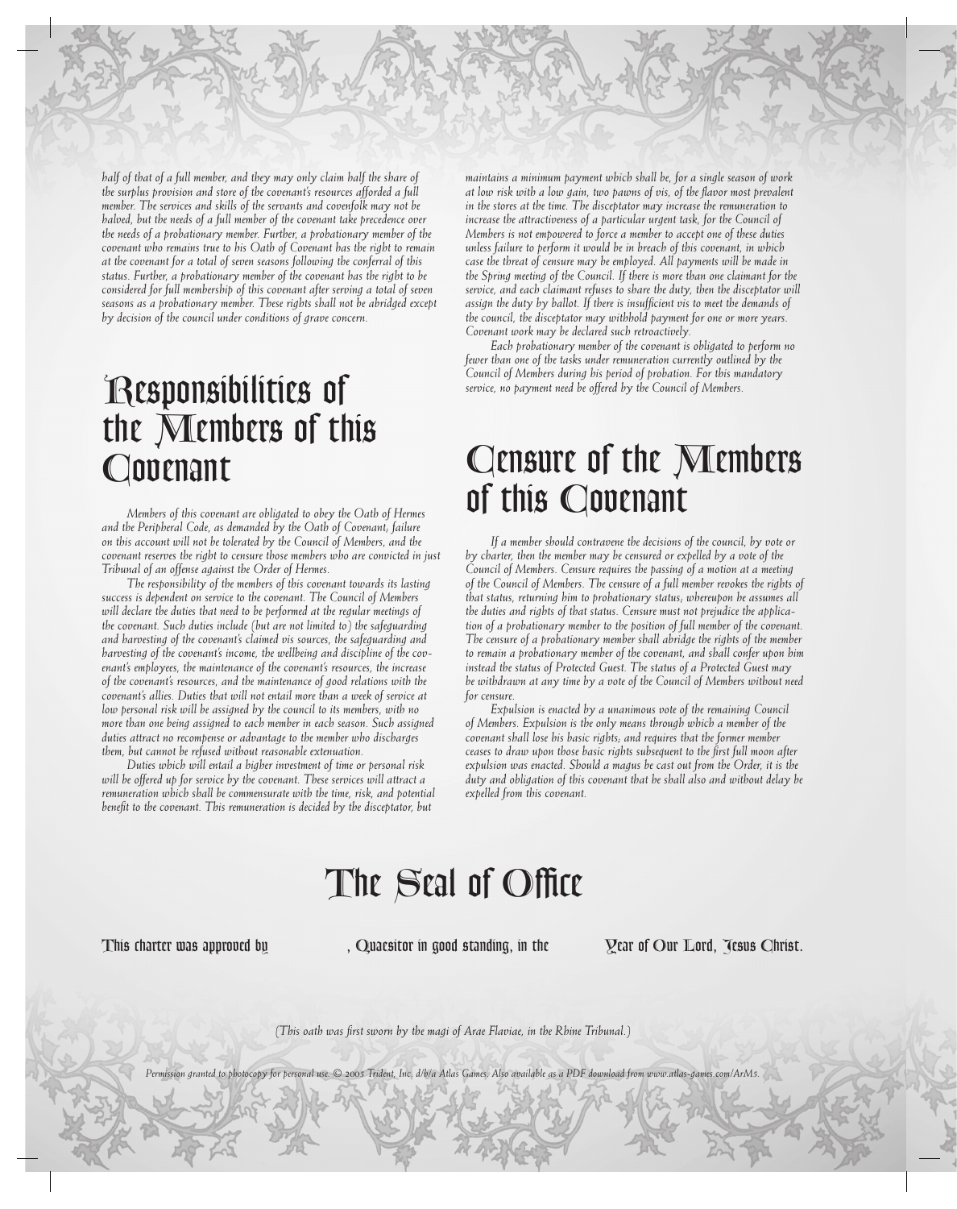*half of that of a full member, and they may only claim half the share of the surplus provision and store of the covenant's resources afforded a full member. The services and skills of the servants and covenfolk may not be halved, but the needs of a full member of the covenant take precedence over the needs of a probationary member. Further, a probationary member of the covenant who remains true to his Oath of Covenant has the right to remain at the covenant for a total of seven seasons following the conferral of this status. Further, a probationary member of the covenant has the right to be considered for full membership of this covenant after serving a total of seven seasons as a probationary member. These rights shall not be abridged except by decision of the council under conditions of grave concern.*

## Responsibilities of the Members of this Covenant

*Members of this covenant are obligated to obey the Oath of Hermes and the Peripheral Code, as demanded by the Oath of Covenant; failure on this account will not be tolerated by the Council of Members, and the covenant reserves the right to censure those members who are convicted in just Tribunal of an offense against the Order of Hermes.*

*The responsibility of the members of this covenant towards its lasting success is dependent on service to the covenant. The Council of Members will declare the duties that need to be performed at the regular meetings of the covenant. Such duties include (but are not limited to) the safeguarding and harvesting of the covenant's claimed vis sources, the safeguarding and harvesting of the covenant's income, the wellbeing and discipline of the covenant's employees, the maintenance of the covenant's resources, the increase of the covenant's resources, and the maintenance of good relations with the covenant's allies. Duties that will not entail more than a week of service at low personal risk will be assigned by the council to its members, with no more than one being assigned to each member in each season. Such assigned duties attract no recompense or advantage to the member who discharges them, but cannot be refused without reasonable extenuation.*

*Duties which will entail a higher investment of time or personal risk will be offered up for service by the covenant. These services will attract a remuneration which shall be commensurate with the time, risk, and potential benefit to the covenant. This remuneration is decided by the disceptator, but maintains a minimum payment which shall be, for a single season of work at low risk with a low gain, two pawns of vis, of the flavor most prevalent in the stores at the time. The disceptator may increase the remuneration to increase the attractiveness of a particular urgent task, for the Council of Members is not empowered to force a member to accept one of these duties unless failure to perform it would be in breach of this covenant, in which case the threat of censure may be employed. All payments will be made in the Spring meeting of the Council. If there is more than one claimant for the service, and each claimant refuses to share the duty, then the disceptator will assign the duty by ballot. If there is insufficient vis to meet the demands of the council, the disceptator may withhold payment for one or more years. Covenant work may be declared such retroactively.*

*Each probationary member of the covenant is obligated to perform no fewer than one of the tasks under remuneration currently outlined by the Council of Members during his period of probation. For this mandatory service, no payment need be offered by the Council of Members.*

## Censure of the Members of this Covenant

*If a member should contravene the decisions of the council, by vote or by charter, then the member may be censured or expelled by a vote of the Council of Members. Censure requires the passing of a motion at a meeting of the Council of Members. The censure of a full member revokes the rights of that status, returning him to probationary status; whereupon he assumes all the duties and rights of that status. Censure must not prejudice the application of a probationary member to the position of full member of the covenant. The censure of a probationary member shall abridge the rights of the member to remain a probationary member of the covenant, and shall confer upon him instead the status of Protected Guest. The status of a Protected Guest may be withdrawn at any time by a vote of the Council of Members without need for censure.*

*Expulsion is enacted by a unanimous vote of the remaining Council of Members. Expulsion is the only means through which a member of the covenant shall lose his basic rights; and requires that the former member ceases to draw upon those basic rights subsequent to the first full moon after expulsion was enacted. Should a magus be cast out from the Order, it is the duty and obligation of this covenant that he shall also and without delay be expelled from this covenant.*

# The Seal of Office

This charter was approved by ____________, Quaesitor in good standing, in the ____________ Year of Our Lord, Jesus Christ.

*(This oath was first sworn by the magi of Arae Flaviae, in the Rhine Tribunal.)*

*Permission granted to photocopy for personal use. © 2005 Trident, Inc. d/b/a Atlas Games. Also available as a PDF download from www.atlas-games.com/ArM5.*